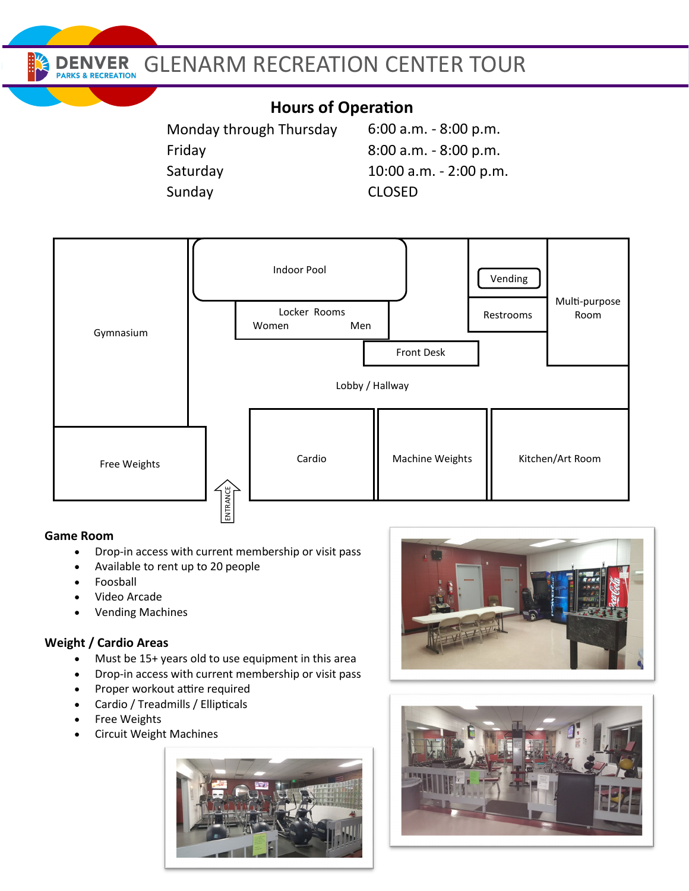# GLENARM RECREATION CENTER TOUR

## Hours of Operation

| | |
|---|---|
| Monday through Thursday | 6:00 a.m. - 8:00 p.m. |
| Friday | 8:00 a.m. - 8:00 p.m. |
| Saturday | 10:00 a.m. - 2:00 p.m. |
| Sunday | CLOSED |

Gymnasium

Indoor Pool

Locker Rooms
Women Men

Vending

Restrooms

Multi-purpose Room

Front Desk

Lobby / Hallway

Free Weights

ENTRANCE

Cardio

Machine Weights

Kitchen/Art Room

### Game Room

- Drop-in access with current membership or visit pass
- Available to rent up to 20 people
- Foosball
- Video Arcade
- Vending Machines

### Weight / Cardio Areas

- Must be 15+ years old to use equipment in this area
- Drop-in access with current membership or visit pass
- Proper workout attire required
- Cardio / Treadmills / Ellipticals
- Free Weights
- Circuit Weight Machines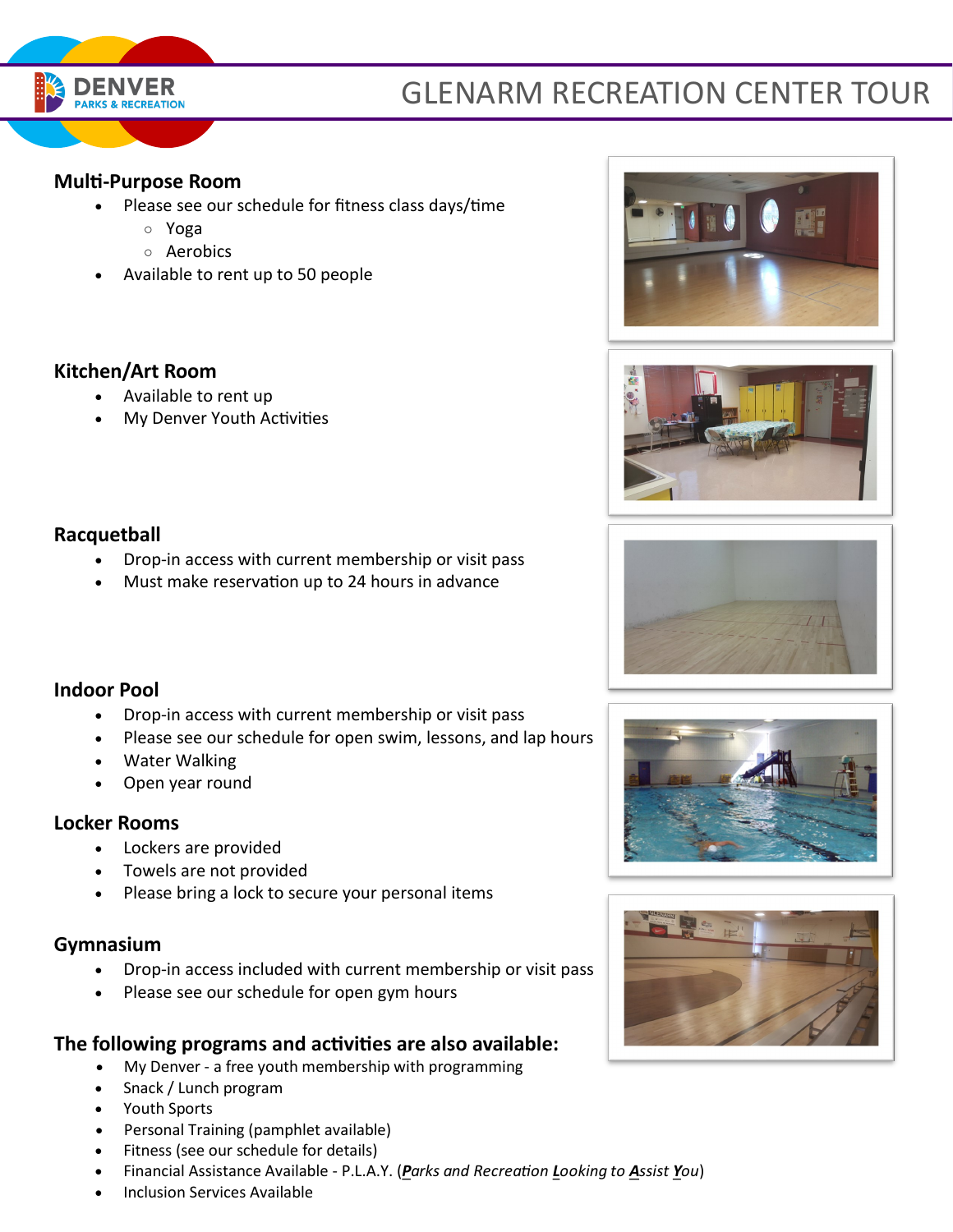# GLENARM RECREATION CENTER TOUR

## Multi-Purpose Room

- Please see our schedule for fitness class days/time
    - Yoga
    - Aerobics
- Available to rent up to 50 people

## Kitchen/Art Room

- Available to rent up
- My Denver Youth Activities

## Racquetball

- Drop-in access with current membership or visit pass
- Must make reservation up to 24 hours in advance

## Indoor Pool

- Drop-in access with current membership or visit pass
- Please see our schedule for open swim, lessons, and lap hours
- Water Walking
- Open year round

## Locker Rooms

- Lockers are provided
- Towels are not provided
- Please bring a lock to secure your personal items

## Gymnasium

- Drop-in access included with current membership or visit pass
- Please see our schedule for open gym hours

## The following programs and activities are also available:

- My Denver - a free youth membership with programming
- Snack / Lunch program
- Youth Sports
- Personal Training (pamphlet available)
- Fitness (see our schedule for details)
- Financial Assistance Available - P.L.A.Y. (*Parks and Recreation Looking to Assist You*)
- Inclusion Services Available